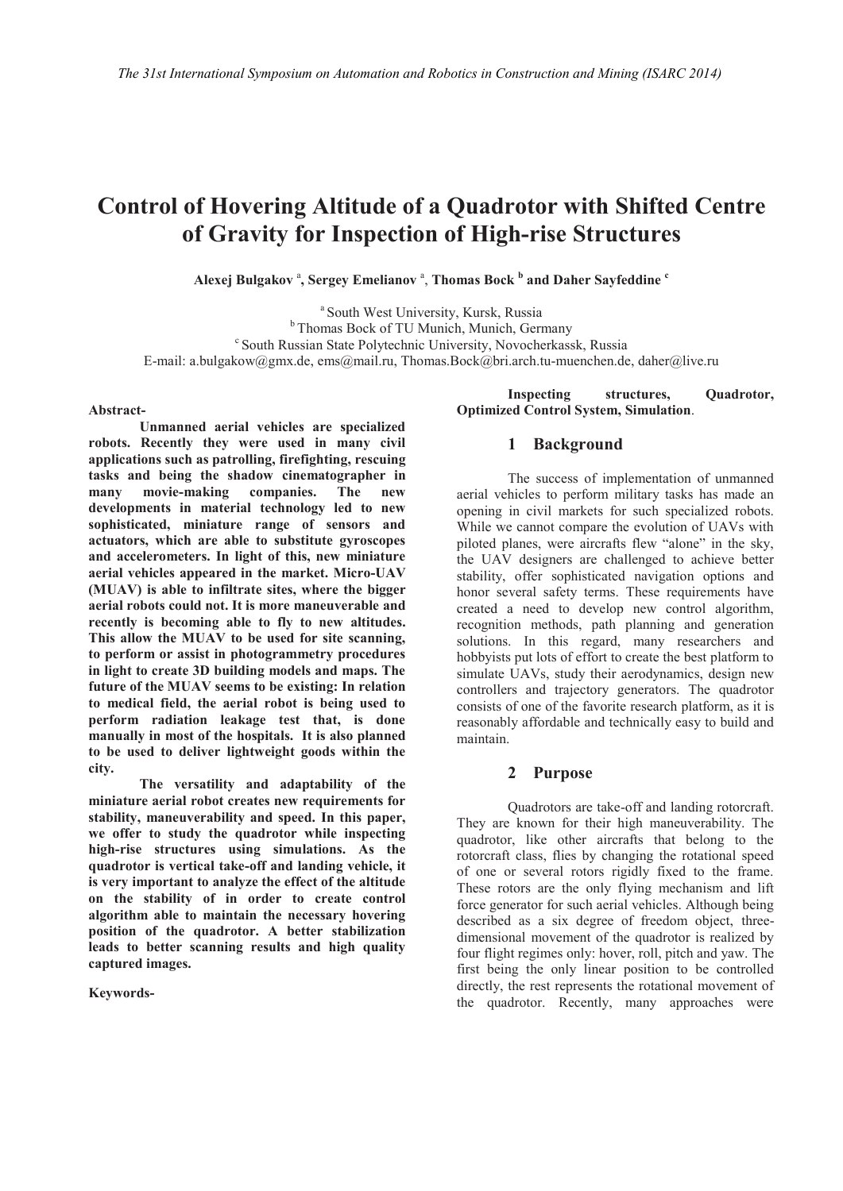# Control of Hovering Altitude of a Quadrotor with Shifted Centre of Gravity for Inspection of High-rise Structures

**Alexej Bulgakov [a], Sergey Emelianov [a], Thomas Bock [b] and Daher Sayfeddine [c]**

[a] South West University, Kursk, Russia
[b] Thomas Bock of TU Munich, Munich, Germany
[c] South Russian State Polytechnic University, Novocherkassk, Russia
E-mail: a.bulgakow@gmx.de, ems@mail.ru, Thomas.Bock@bri.arch.tu-muenchen.de, daher@live.ru

**Abstract-**

**Unmanned aerial vehicles are specialized robots. Recently they were used in many civil applications such as patrolling, firefighting, rescuing tasks and being the shadow cinematographer in many movie-making companies. The new developments in material technology led to new sophisticated, miniature range of sensors and actuators, which are able to substitute gyroscopes and accelerometers. In light of this, new miniature aerial vehicles appeared in the market. Micro-UAV (MUAV) is able to infiltrate sites, where the bigger aerial robots could not. It is more maneuverable and recently is becoming able to fly to new altitudes. This allow the MUAV to be used for site scanning, to perform or assist in photogrammetry procedures in light to create 3D building models and maps. The future of the MUAV seems to be existing: In relation to medical field, the aerial robot is being used to perform radiation leakage test that, is done manually in most of the hospitals. It is also planned to be used to deliver lightweight goods within the city.**

**The versatility and adaptability of the miniature aerial robot creates new requirements for stability, maneuverability and speed. In this paper, we offer to study the quadrotor while inspecting high-rise structures using simulations. As the quadrotor is vertical take-off and landing vehicle, it is very important to analyze the effect of the altitude on the stability of in order to create control algorithm able to maintain the necessary hovering position of the quadrotor. A better stabilization leads to better scanning results and high quality captured images.**

**Keywords-**

**Inspecting structures, Quadrotor, Optimized Control System, Simulation**.

## 1 Background

The success of implementation of unmanned aerial vehicles to perform military tasks has made an opening in civil markets for such specialized robots. While we cannot compare the evolution of UAVs with piloted planes, were aircrafts flew "alone" in the sky, the UAV designers are challenged to achieve better stability, offer sophisticated navigation options and honor several safety terms. These requirements have created a need to develop new control algorithm, recognition methods, path planning and generation solutions. In this regard, many researchers and hobbyists put lots of effort to create the best platform to simulate UAVs, study their aerodynamics, design new controllers and trajectory generators. The quadrotor consists of one of the favorite research platform, as it is reasonably affordable and technically easy to build and maintain.

## 2 Purpose

Quadrotors are take-off and landing rotorcraft. They are known for their high maneuverability. The quadrotor, like other aircrafts that belong to the rotorcraft class, flies by changing the rotational speed of one or several rotors rigidly fixed to the frame. These rotors are the only flying mechanism and lift force generator for such aerial vehicles. Although being described as a six degree of freedom object, three-dimensional movement of the quadrotor is realized by four flight regimes only: hover, roll, pitch and yaw. The first being the only linear position to be controlled directly, the rest represents the rotational movement of the quadrotor. Recently, many approaches were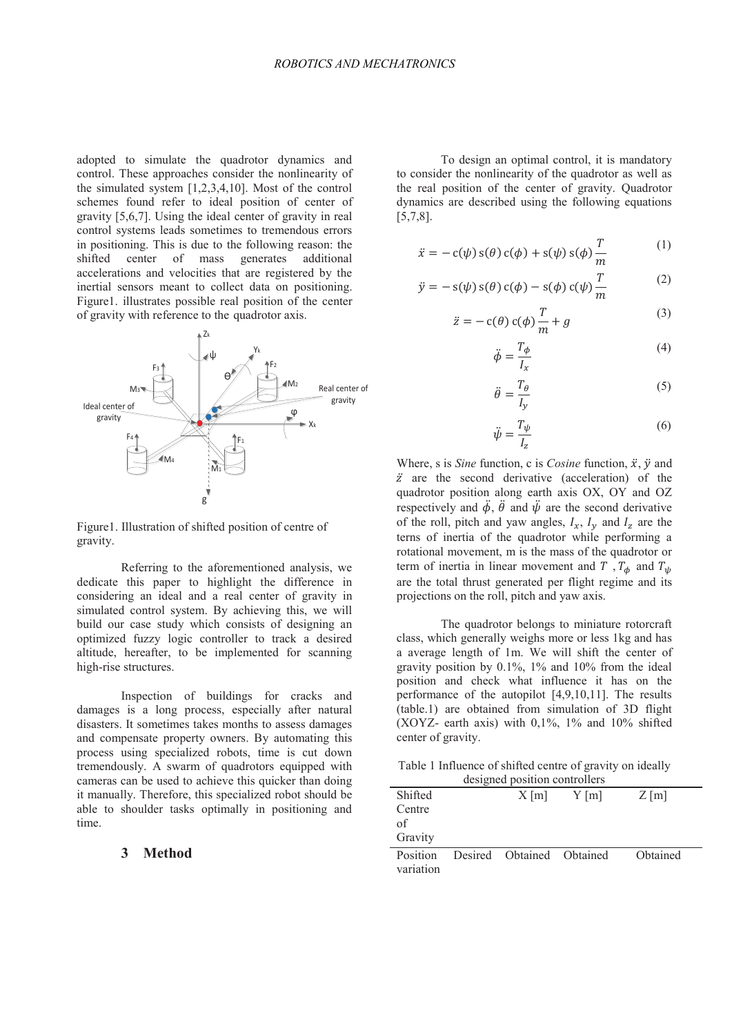adopted to simulate the quadrotor dynamics and control. These approaches consider the nonlinearity of the simulated system [1,2,3,4,10]. Most of the control schemes found refer to ideal position of center of gravity [5,6,7]. Using the ideal center of gravity in real control systems leads sometimes to tremendous errors in positioning. This is due to the following reason: the shifted center of mass generates additional accelerations and velocities that are registered by the inertial sensors meant to collect data on positioning. Figure1. illustrates possible real position of the center of gravity with reference to the quadrotor axis.

Figure1. Illustration of shifted position of centre of gravity.

Referring to the aforementioned analysis, we dedicate this paper to highlight the difference in considering an ideal and a real center of gravity in simulated control system. By achieving this, we will build our case study which consists of designing an optimized fuzzy logic controller to track a desired altitude, hereafter, to be implemented for scanning high-rise structures.

Inspection of buildings for cracks and damages is a long process, especially after natural disasters. It sometimes takes months to assess damages and compensate property owners. By automating this process using specialized robots, time is cut down tremendously. A swarm of quadrotors equipped with cameras can be used to achieve this quicker than doing it manually. Therefore, this specialized robot should be able to shoulder tasks optimally in positioning and time.

## 3 Method

To design an optimal control, it is mandatory to consider the nonlinearity of the quadrotor as well as the real position of the center of gravity. Quadrotor dynamics are described using the following equations [5,7,8].

$$\ddot{x} = -\,\mathrm{c}(\psi)\,\mathrm{s}(\theta)\,\mathrm{c}(\phi) + \mathrm{s}(\psi)\,\mathrm{s}(\phi)\,\frac{T}{m} \tag{1}$$

$$\ddot{y} = -\,\mathrm{s}(\psi)\,\mathrm{s}(\theta)\,\mathrm{c}(\phi) - \mathrm{s}(\phi)\,\mathrm{c}(\psi)\,\frac{T}{m} \tag{2}$$

$$\ddot{z} = -\,\mathrm{c}(\theta)\,\mathrm{c}(\phi)\,\frac{T}{m} + g \tag{3}$$

$$\ddot{\phi} = \frac{T_{\phi}}{I_x} \tag{4}$$

$$\ddot{\theta} = \frac{T_{\theta}}{I_y} \tag{5}$$

$$\ddot{\psi} = \frac{T_{\psi}}{I_z} \tag{6}$$

Where, s is *Sine* function, c is *Cosine* function, $\ddot{x}$, $\ddot{y}$ and $\ddot{z}$ are the second derivative (acceleration) of the quadrotor position along earth axis OX, OY and OZ respectively and $\ddot{\phi}$, $\ddot{\theta}$ and $\ddot{\psi}$ are the second derivative of the roll, pitch and yaw angles, $I_x$, $I_y$ and $I_z$ are the terns of inertia of the quadrotor while performing a rotational movement, m is the mass of the quadrotor or term of inertia in linear movement and $T$ , $T_{\phi}$ and $T_{\psi}$ are the total thrust generated per flight regime and its projections on the roll, pitch and yaw axis.

The quadrotor belongs to miniature rotorcraft class, which generally weighs more or less 1kg and has a average length of 1m. We will shift the center of gravity position by 0.1%, 1% and 10% from the ideal position and check what influence it has on the performance of the autopilot [4,9,10,11]. The results (table.1) are obtained from simulation of 3D flight (XOYZ- earth axis) with 0,1%, 1% and 10% shifted center of gravity.

Table 1 Influence of shifted centre of gravity on ideally designed position controllers

| Shifted Centre of Gravity | | X [m] | Y [m] | Z [m] |
|---|---|---|---|---|
| Position variation | Desired | Obtained | Obtained | Obtained |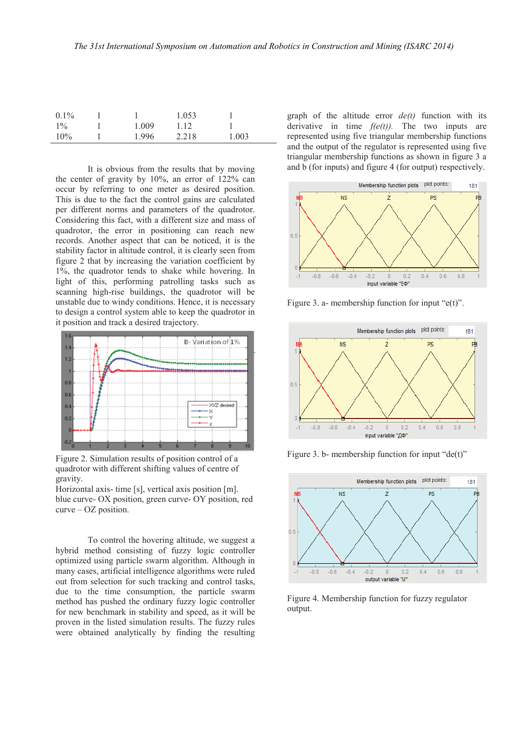| | | | | |
|---|---|---|---|---|
| 0.1% | 1 | 1 | 1.053 | 1 |
| 1% | 1 | 1.009 | 1.12 | 1 |
| 10% | 1 | 1.996 | 2.218 | 1.003 |

It is obvious from the results that by moving the center of gravity by 10%, an error of 122% can occur by referring to one meter as desired position. This is due to the fact the control gains are calculated per different norms and parameters of the quadrotor. Considering this fact, with a different size and mass of quadrotor, the error in positioning can reach new records. Another aspect that can be noticed, it is the stability factor in altitude control, it is clearly seen from figure 2 that by increasing the variation coefficient by 1%, the quadrotor tends to shake while hovering. In light of this, performing patrolling tasks such as scanning high-rise buildings, the quadrotor will be unstable due to windy conditions. Hence, it is necessary to design a control system able to keep the quadrotor in it position and track a desired trajectory.

Figure 2. Simulation results of position control of a quadrotor with different shifting values of centre of gravity.
Horizontal axis- time [s], vertical axis position [m]. blue curve- OX position, green curve- OY position, red curve – OZ position.

To control the hovering altitude, we suggest a hybrid method consisting of fuzzy logic controller optimized using particle swarm algorithm. Although in many cases, artificial intelligence algorithms were ruled out from selection for such tracking and control tasks, due to the time consumption, the particle swarm method has pushed the ordinary fuzzy logic controller for new benchmark in stability and speed, as it will be proven in the listed simulation results. The fuzzy rules were obtained analytically by finding the resulting graph of the altitude error *de(t)* function with its derivative in time *f(e(t))*. The two inputs are represented using five triangular membership functions and the output of the regulator is represented using five triangular membership functions as shown in figure 3 a and b (for inputs) and figure 4 (for output) respectively.

Figure 3. a- membership function for input "e(t)".

Figure 3. b- membership function for input "de(t)"

Figure 4. Membership function for fuzzy regulator output.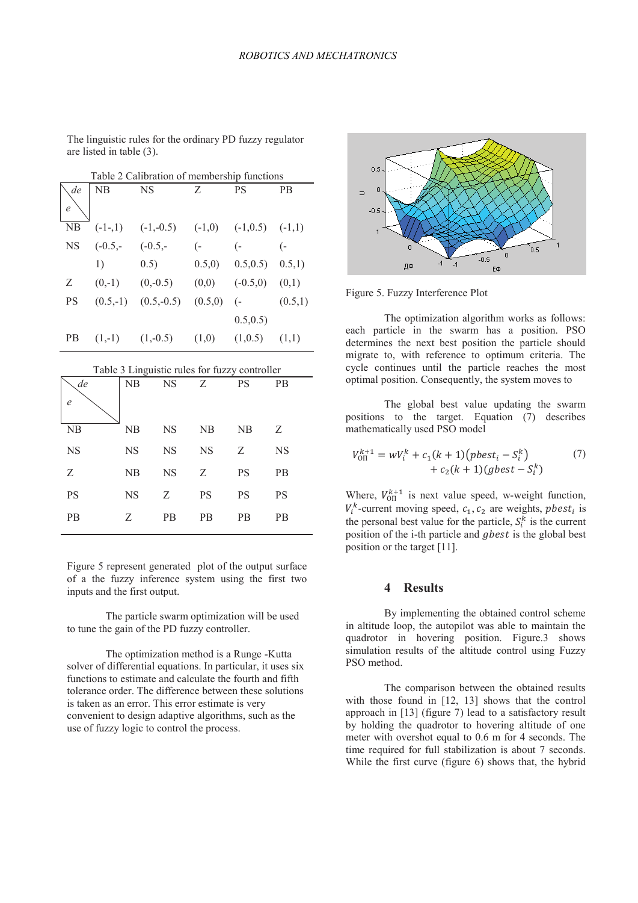The linguistic rules for the ordinary PD fuzzy regulator are listed in table (3).

Table 2 Calibration of membership functions

| e \ de | NB | NS | Z | PS | PB |
|---|---|---|---|---|---|
| NB | (-1-,1) | (-1,-0.5) | (-1,0) | (-1,0.5) | (-1,1) |
| NS | (-0.5,-1) | (-0.5,-0.5) | (-0.5,0) | (-0.5,0.5) | (-0.5,1) |
| Z | (0,-1) | (0,-0.5) | (0,0) | (-0.5,0) | (0,1) |
| PS | (0.5,-1) | (0.5,-0.5) | (0.5,0) | (-0.5,0.5) | (0.5,1) |
| PB | (1,-1) | (1,-0.5) | (1,0) | (1,0.5) | (1,1) |

Table 3 Linguistic rules for fuzzy controller

| e \ de | NB | NS | Z | PS | PB |
|---|---|---|---|---|---|
| NB | NB | NS | NB | NB | Z |
| NS | NS | NS | NS | Z | NS |
| Z | NB | NS | Z | PS | PB |
| PS | NS | Z | PS | PS | PS |
| PB | Z | PB | PB | PB | PB |

Figure 5 represent generated plot of the output surface of a the fuzzy inference system using the first two inputs and the first output.

The particle swarm optimization will be used to tune the gain of the PD fuzzy controller.

The optimization method is a Runge -Kutta solver of differential equations. In particular, it uses six functions to estimate and calculate the fourth and fifth tolerance order. The difference between these solutions is taken as an error. This error estimate is very convenient to design adaptive algorithms, such as the use of fuzzy logic to control the process.

Figure 5. Fuzzy Interference Plot

The optimization algorithm works as follows: each particle in the swarm has a position. PSO determines the next best position the particle should migrate to, with reference to optimum criteria. The cycle continues until the particle reaches the most optimal position. Consequently, the system moves to

The global best value updating the swarm positions to the target. Equation (7) describes mathematically used PSO model

$$V_{\text{оп}}^{k+1} = wV_i^k + c_1(k+1)\left(pbest_i - S_i^k\right) + c_2(k+1)\left(gbest - S_i^k\right) \tag{7}$$

Where, $V_{\text{оп}}^{k+1}$ is next value speed, w-weight function, $V_i^k$-current moving speed, $c_1, c_2$ are weights, $pbest_i$ is the personal best value for the particle, $S_i^k$ is the current position of the i-th particle and $gbest$ is the global best position or the target [11].

## 4 Results

By implementing the obtained control scheme in altitude loop, the autopilot was able to maintain the quadrotor in hovering position. Figure.3 shows simulation results of the altitude control using Fuzzy PSO method.

The comparison between the obtained results with those found in [12, 13] shows that the control approach in [13] (figure 7) lead to a satisfactory result by holding the quadrotor to hovering altitude of one meter with overshot equal to 0.6 m for 4 seconds. The time required for full stabilization is about 7 seconds. While the first curve (figure 6) shows that, the hybrid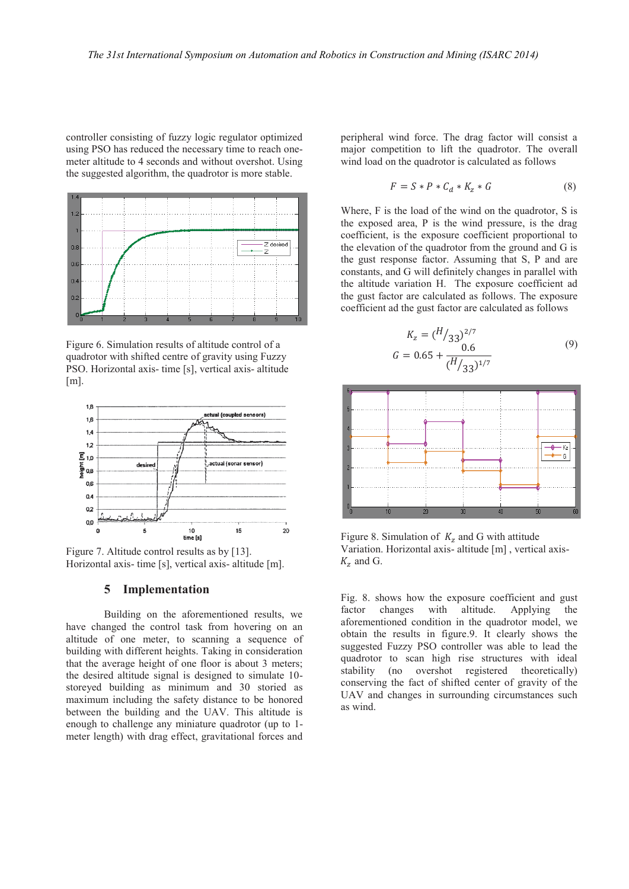controller consisting of fuzzy logic regulator optimized using PSO has reduced the necessary time to reach one-meter altitude to 4 seconds and without overshot. Using the suggested algorithm, the quadrotor is more stable.

Figure 6. Simulation results of altitude control of a quadrotor with shifted centre of gravity using Fuzzy PSO. Horizontal axis- time [s], vertical axis- altitude [m].

Figure 7. Altitude control results as by [13]. Horizontal axis- time [s], vertical axis- altitude [m].

## 5 Implementation

Building on the aforementioned results, we have changed the control task from hovering on an altitude of one meter, to scanning a sequence of building with different heights. Taking in consideration that the average height of one floor is about 3 meters; the desired altitude signal is designed to simulate 10-storeyed building as minimum and 30 storied as maximum including the safety distance to be honored between the building and the UAV. This altitude is enough to challenge any miniature quadrotor (up to 1-meter length) with drag effect, gravitational forces and peripheral wind force. The drag factor will consist a major competition to lift the quadrotor. The overall wind load on the quadrotor is calculated as follows

$$F = S * P * C_d * K_z * G \tag{8}$$

Where, F is the load of the wind on the quadrotor, S is the exposed area, P is the wind pressure, is the drag coefficient, is the exposure coefficient proportional to the elevation of the quadrotor from the ground and G is the gust response factor. Assuming that S, P and are constants, and G will definitely changes in parallel with the altitude variation H. The exposure coefficient ad the gust factor are calculated as follows. The exposure coefficient ad the gust factor are calculated as follows

$$K_z = (H/33)^{2/7}$$
$$G = 0.65 + \frac{0.6}{(H/33)^{1/7}} \tag{9}$$

Figure 8. Simulation of $K_z$ and G with attitude Variation. Horizontal axis- altitude [m] , vertical axis- $K_z$ and G.

Fig. 8. shows how the exposure coefficient and gust factor changes with altitude. Applying the aforementioned condition in the quadrotor model, we obtain the results in figure.9. It clearly shows the suggested Fuzzy PSO controller was able to lead the quadrotor to scan high rise structures with ideal stability (no overshot registered theoretically) conserving the fact of shifted center of gravity of the UAV and changes in surrounding circumstances such as wind.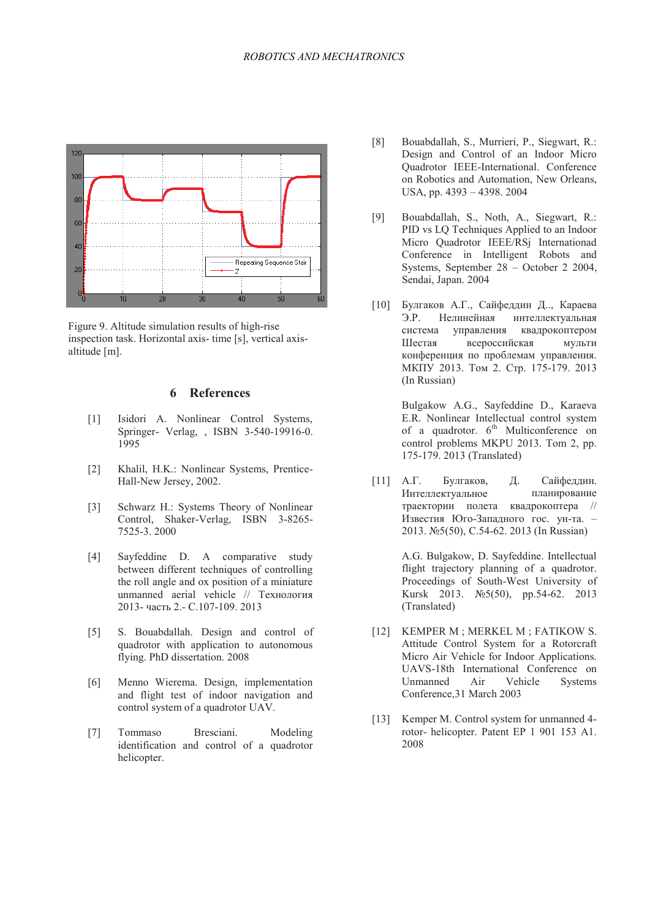120
100
80
60
40
20
0
0 10 20 30 40 50 60
Repeating Sequence Stair
Z

Figure 9. Altitude simulation results of high-rise inspection task. Horizontal axis- time [s], vertical axis- altitude [m].

## 6 References

[1] Isidori A. Nonlinear Control Systems, Springer- Verlag, , ISBN 3-540-19916-0. 1995

[2] Khalil, H.K.: Nonlinear Systems, Prentice-Hall-New Jersey, 2002.

[3] Schwarz H.: Systems Theory of Nonlinear Control, Shaker-Verlag, ISBN 3-8265-7525-3. 2000

[4] Sayfeddine D. A comparative study between different techniques of controlling the roll angle and ox position of a miniature unmanned aerial vehicle // Технология 2013- часть 2.- C.107-109. 2013

[5] S. Bouabdallah. Design and control of quadrotor with application to autonomous flying. PhD dissertation. 2008

[6] Menno Wierema. Design, implementation and flight test of indoor navigation and control system of a quadrotor UAV.

[7] Tommaso Bresciani. Modeling identification and control of a quadrotor helicopter.

[8] Bouabdallah, S., Murrieri, P., Siegwart, R.: Design and Control of an Indoor Micro Quadrotor IEEE-International. Conference on Robotics and Automation, New Orleans, USA, pp. 4393 – 4398. 2004

[9] Bouabdallah, S., Noth, A., Siegwart, R.: PID vs LQ Techniques Applied to an Indoor Micro Quadrotor IEEE/RSj International Conference in Intelligent Robots and Systems, September 28 – October 2 2004, Sendai, Japan. 2004

[10] Булгаков А.Г., Сайфеддин Д.., Караева Э.Р. Нелинейная интеллектуальная система управления квадрокоптером Шестая всероссийская мульти конференция по проблемам управления. МКПУ 2013. Том 2. Стр. 175-179. 2013 (In Russian)

Bulgakow A.G., Sayfeddine D., Karaeva E.R. Nonlinear Intellectual control system of a quadrotor. 6th Multiconference on control problems MKPU 2013. Tom 2, pp. 175-179. 2013 (Translated)

[11] А.Г. Булгаков, Д. Сайфеддин. Интеллектуальное планирование траектории полета квадрокоптера // Известия Юго-Западного гос. ун-та. – 2013. №5(50), С.54-62. 2013 (In Russian)

A.G. Bulgakow, D. Sayfeddine. Intellectual flight trajectory planning of a quadrotor. Proceedings of South-West University of Kursk 2013. №5(50), pp.54-62. 2013 (Translated)

[12] KEMPER M ; MERKEL M ; FATIKOW S. Attitude Control System for a Rotorcraft Micro Air Vehicle for Indoor Applications. UAVS-18th International Conference on Unmanned Air Vehicle Systems Conference,31 March 2003

[13] Kemper M. Control system for unmanned 4-rotor- helicopter. Patent EP 1 901 153 A1. 2008